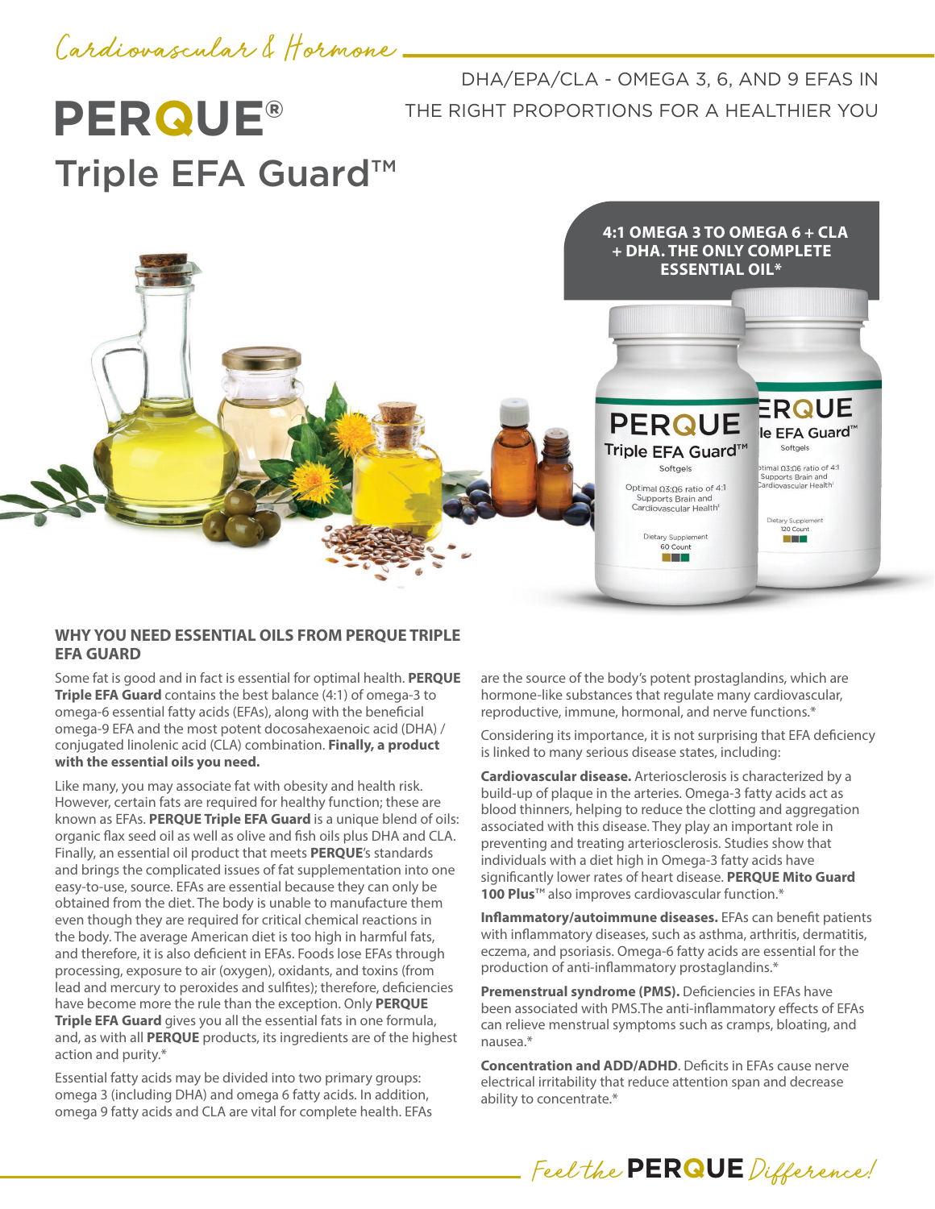Cardiovascular & Hormone

# PERQUE® Triple EFA Guard™

DHA/EPA/CLA - OMEGA 3, 6, AND 9 EFAS IN THE RIGHT PROPORTIONS FOR A HEALTHIER YOU

**4:1 OMEGA 3 TO OMEGA 6 + CLA + DHA. THE ONLY COMPLETE ESSENTIAL OIL***

## WHY YOU NEED ESSENTIAL OILS FROM PERQUE TRIPLE EFA GUARD

Some fat is good and in fact is essential for optimal health. **PERQUE Triple EFA Guard** contains the best balance (4:1) of omega-3 to omega-6 essential fatty acids (EFAs), along with the beneficial omega-9 EFA and the most potent docosahexaenoic acid (DHA) / conjugated linolenic acid (CLA) combination. **Finally, a product with the essential oils you need.**

Like many, you may associate fat with obesity and health risk. However, certain fats are required for healthy function; these are known as EFAs. **PERQUE Triple EFA Guard** is a unique blend of oils: organic flax seed oil as well as olive and fish oils plus DHA and CLA. Finally, an essential oil product that meets **PERQUE**'s standards and brings the complicated issues of fat supplementation into one easy-to-use, source. EFAs are essential because they can only be obtained from the diet. The body is unable to manufacture them even though they are required for critical chemical reactions in the body. The average American diet is too high in harmful fats, and therefore, it is also deficient in EFAs. Foods lose EFAs through processing, exposure to air (oxygen), oxidants, and toxins (from lead and mercury to peroxides and sulfites); therefore, deficiencies have become more the rule than the exception. Only **PERQUE Triple EFA Guard** gives you all the essential fats in one formula, and, as with all **PERQUE** products, its ingredients are of the highest action and purity.*

Essential fatty acids may be divided into two primary groups: omega 3 (including DHA) and omega 6 fatty acids. In addition, omega 9 fatty acids and CLA are vital for complete health. EFAs are the source of the body's potent prostaglandins, which are hormone-like substances that regulate many cardiovascular, reproductive, immune, hormonal, and nerve functions.*

Considering its importance, it is not surprising that EFA deficiency is linked to many serious disease states, including:

**Cardiovascular disease.** Arteriosclerosis is characterized by a build-up of plaque in the arteries. Omega-3 fatty acids act as blood thinners, helping to reduce the clotting and aggregation associated with this disease. They play an important role in preventing and treating arteriosclerosis. Studies show that individuals with a diet high in Omega-3 fatty acids have significantly lower rates of heart disease. **PERQUE Mito Guard 100 Plus**™ also improves cardiovascular function.*

**Inflammatory/autoimmune diseases.** EFAs can benefit patients with inflammatory diseases, such as asthma, arthritis, dermatitis, eczema, and psoriasis. Omega-6 fatty acids are essential for the production of anti-inflammatory prostaglandins.*

**Premenstrual syndrome (PMS).** Deficiencies in EFAs have been associated with PMS.The anti-inflammatory effects of EFAs can relieve menstrual symptoms such as cramps, bloating, and nausea.*

**Concentration and ADD/ADHD**. Deficits in EFAs cause nerve electrical irritability that reduce attention span and decrease ability to concentrate.*

Feel the **PERQUE** Difference!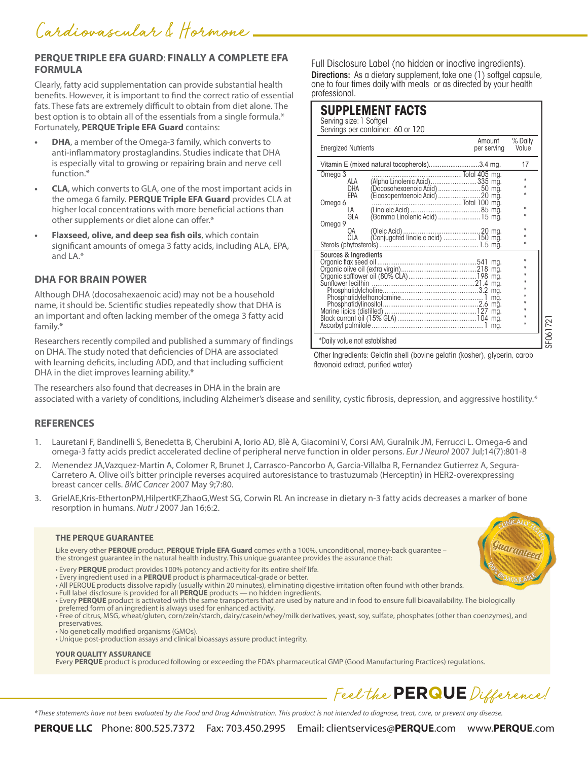# Cardiovascular & Hormone

## PERQUE TRIPLE EFA GUARD: FINALLY A COMPLETE EFA FORMULA

Clearly, fatty acid supplementation can provide substantial health benefits. However, it is important to find the correct ratio of essential fats. These fats are extremely difficult to obtain from diet alone. The best option is to obtain all of the essentials from a single formula.* Fortunately, **PERQUE Triple EFA Guard** contains:

- **DHA**, a member of the Omega-3 family, which converts to anti-inflammatory prostaglandins. Studies indicate that DHA is especially vital to growing or repairing brain and nerve cell function.*
- **CLA**, which converts to GLA, one of the most important acids in the omega 6 family. **PERQUE Triple EFA Guard** provides CLA at higher local concentrations with more beneficial actions than other supplements or diet alone can offer.*
- **Flaxseed, olive, and deep sea fish oils**, which contain significant amounts of omega 3 fatty acids, including ALA, EPA, and LA.*

## DHA FOR BRAIN POWER

Although DHA (docosahexaenoic acid) may not be a household name, it should be. Scientific studies repeatedly show that DHA is an important and often lacking member of the omega 3 fatty acid family.*

Researchers recently compiled and published a summary of findings on DHA. The study noted that deficiencies of DHA are associated with learning deficits, including ADD, and that including sufficient DHA in the diet improves learning ability.*

The researchers also found that decreases in DHA in the brain are associated with a variety of conditions, including Alzheimer's disease and senility, cystic fibrosis, depression, and aggressive hostility.*

Full Disclosure Label (no hidden or inactive ingredients).

**Directions:** As a dietary supplement, take one (1) softgel capsule, one to four times daily with meals or as directed by your health professional.

**SUPPLEMENT FACTS**
Serving size: 1 Softgel
Servings per container: 60 or 120

| Energized Nutrients | | Amount per serving | % Daily Value |
|---|---|---|---|
| Vitamin E (mixed natural tocopherols) | | 3.4 mg. | 17 |
| Omega 3 | | Total 405 mg. | |
| ALA | (Alpha Linolenic Acid) | 335 mg. | * |
| DHA | (Docosahexaenoic Acid) | 50 mg. | * |
| EPA | (Eicosapentaenoic Acid) | 20 mg. | * |
| Omega 6 | | Total 100 mg. | |
| LA | (Linoleic Acid) | 85 mg. | * |
| GLA | (Gamma Linolenic Acid) | 15 mg. | * |
| Omega 9 | | | |
| OA | (Oleic Acid) | 20 mg. | * |
| CLA | (Conjugated linoleic acid) | 150 mg. | * |
| Sterols (phytosterols) | | 1.5 mg. | * |
| **Sources & Ingredients** | | | |
| Organic flax seed oil | | 541 mg. | * |
| Organic olive oil (extra virgin) | | 218 mg. | * |
| Organic safflower oil (80% CLA) | | 198 mg. | * |
| Sunflower lecithin | | 21.4 mg. | * |
| Phosphatidylcholine | | 3.2 mg. | * |
| Phosphatidylethanolamine | | 1 mg. | * |
| Phosphatidylinositol | | 2.6 mg. | * |
| Marine lipids (distilled) | | 127 mg. | * |
| Black currant oil (15% GLA) | | 104 mg. | * |
| Ascorbyl palmitate | | 1 mg. | * |

*Daily value not established

Other Ingredients: Gelatin shell (bovine gelatin (kosher), glycerin, carob flavonoid extract, purified water)

SF061721

## REFERENCES

1. Lauretani F, Bandinelli S, Benedetta B, Cherubini A, Iorio AD, Blè A, Giacomini V, Corsi AM, Guralnik JM, Ferrucci L. Omega-6 and omega-3 fatty acids predict accelerated decline of peripheral nerve function in older persons. *Eur J Neurol* 2007 Jul;14(7):801-8
2. Menendez JA,Vazquez-Martin A, Colomer R, Brunet J, Carrasco-Pancorbo A, Garcia-Villalba R, Fernandez Gutierrez A, Segura-Carretero A. Olive oil's bitter principle reverses acquired autoresistance to trastuzumab (Herceptin) in HER2-overexpressing breast cancer cells. *BMC Cancer* 2007 May 9;7:80.
3. GrielAE,Kris-EthertonPM,HilpertKF,ZhaoG,West SG, Corwin RL An increase in dietary n-3 fatty acids decreases a marker of bone resorption in humans. *Nutr J* 2007 Jan 16;6:2.

### THE PERQUE GUARANTEE

Like every other **PERQUE** product, **PERQUE Triple EFA Guard** comes with a 100%, unconditional, money-back guarantee – the strongest guarantee in the natural health industry. This unique guarantee provides the assurance that:

- Every **PERQUE** product provides 100% potency and activity for its entire shelf life.
- Every ingredient used in a **PERQUE** product is pharmaceutical-grade or better.
- All PERQUE products dissolve rapidly (usually within 20 minutes), eliminating digestive irritation often found with other brands.
- Full label disclosure is provided for all **PERQUE** products — no hidden ingredients.
- Every **PERQUE** product is activated with the same transporters that are used by nature and in food to ensure full bioavailability. The biologically preferred form of an ingredient is always used for enhanced activity.
- Free of citrus, MSG, wheat/gluten, corn/zein/starch, dairy/casein/whey/milk derivatives, yeast, soy, sulfate, phosphates (other than coenzymes), and preservatives.
- No genetically modified organisms (GMOs).
- Unique post-production assays and clinical bioassays assure product integrity.

Clinically Tested · Guaranteed · 100% Bioavailable

**YOUR QUALITY ASSURANCE**
Every **PERQUE** product is produced following or exceeding the FDA's pharmaceutical GMP (Good Manufacturing Practices) regulations.

Feel the **PERQUE** Difference!

*These statements have not been evaluated by the Food and Drug Administration. This product is not intended to diagnose, treat, cure, or prevent any disease.*

**PERQUE LLC** Phone: 800.525.7372 Fax: 703.450.2995 Email: clientservices@**PERQUE**.com www.**PERQUE**.com